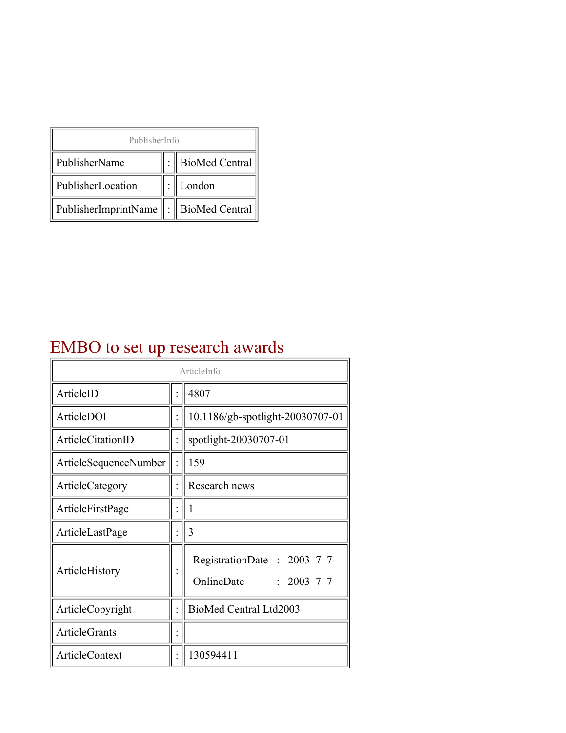| PublisherInfo | | |
|---|---|---|
| PublisherName | : | BioMed Central |
| PublisherLocation | : | London |
| PublisherImprintName | : | BioMed Central |

# EMBO to set up research awards

| ArticleInfo | | |
|---|---|---|
| ArticleID | : | 4807 |
| ArticleDOI | : | 10.1186/gb-spotlight-20030707-01 |
| ArticleCitationID | : | spotlight-20030707-01 |
| ArticleSequenceNumber | : | 159 |
| ArticleCategory | : | Research news |
| ArticleFirstPage | : | 1 |
| ArticleLastPage | : | 3 |
| ArticleHistory | : | RegistrationDate : 2003–7–7<br>OnlineDate : 2003–7–7 |
| ArticleCopyright | : | BioMed Central Ltd2003 |
| ArticleGrants | : | |
| ArticleContext | : | 130594411 |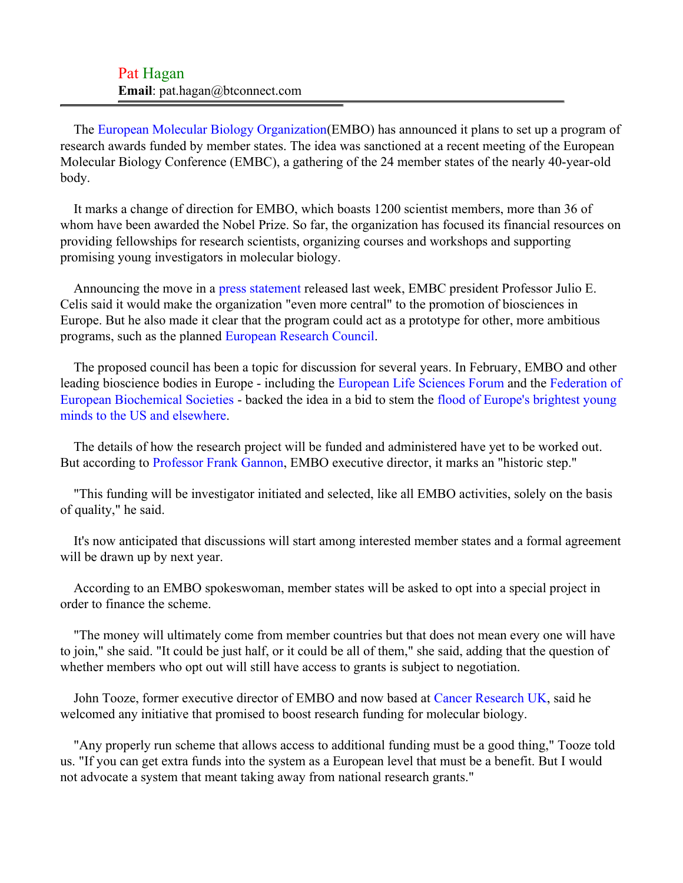Pat Hagan
**Email**: pat.hagan@btconnect.com

---

The European Molecular Biology Organization(EMBO) has announced it plans to set up a program of research awards funded by member states. The idea was sanctioned at a recent meeting of the European Molecular Biology Conference (EMBC), a gathering of the 24 member states of the nearly 40-year-old body.

It marks a change of direction for EMBO, which boasts 1200 scientist members, more than 36 of whom have been awarded the Nobel Prize. So far, the organization has focused its financial resources on providing fellowships for research scientists, organizing courses and workshops and supporting promising young investigators in molecular biology.

Announcing the move in a press statement released last week, EMBC president Professor Julio E. Celis said it would make the organization "even more central" to the promotion of biosciences in Europe. But he also made it clear that the program could act as a prototype for other, more ambitious programs, such as the planned European Research Council.

The proposed council has been a topic for discussion for several years. In February, EMBO and other leading bioscience bodies in Europe - including the European Life Sciences Forum and the Federation of European Biochemical Societies - backed the idea in a bid to stem the flood of Europe's brightest young minds to the US and elsewhere.

The details of how the research project will be funded and administered have yet to be worked out. But according to Professor Frank Gannon, EMBO executive director, it marks an "historic step."

"This funding will be investigator initiated and selected, like all EMBO activities, solely on the basis of quality," he said.

It's now anticipated that discussions will start among interested member states and a formal agreement will be drawn up by next year.

According to an EMBO spokeswoman, member states will be asked to opt into a special project in order to finance the scheme.

"The money will ultimately come from member countries but that does not mean every one will have to join," she said. "It could be just half, or it could be all of them," she said, adding that the question of whether members who opt out will still have access to grants is subject to negotiation.

John Tooze, former executive director of EMBO and now based at Cancer Research UK, said he welcomed any initiative that promised to boost research funding for molecular biology.

"Any properly run scheme that allows access to additional funding must be a good thing," Tooze told us. "If you can get extra funds into the system as a European level that must be a benefit. But I would not advocate a system that meant taking away from national research grants."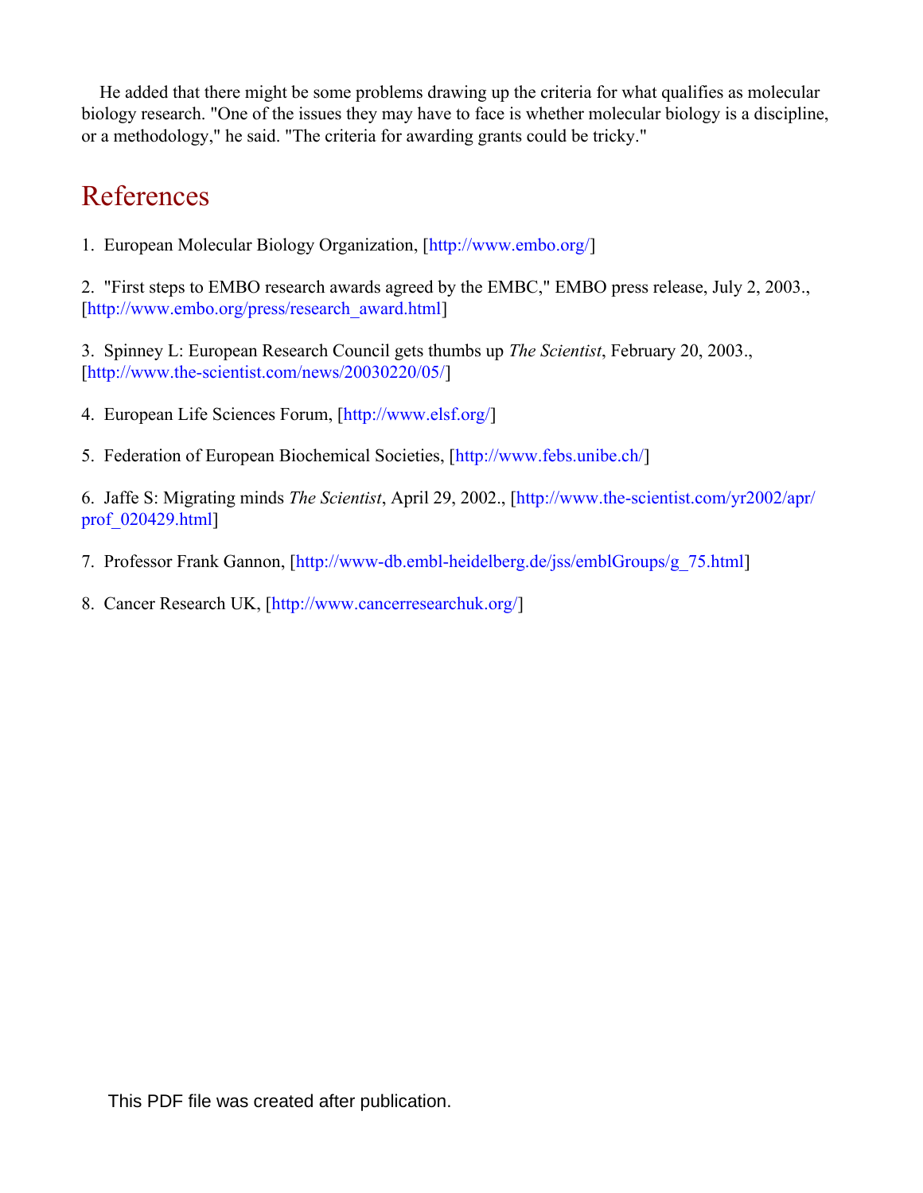He added that there might be some problems drawing up the criteria for what qualifies as molecular biology research. "One of the issues they may have to face is whether molecular biology is a discipline, or a methodology," he said. "The criteria for awarding grants could be tricky."

## References

1. European Molecular Biology Organization, [http://www.embo.org/]

2. "First steps to EMBO research awards agreed by the EMBC," EMBO press release, July 2, 2003., [http://www.embo.org/press/research_award.html]

3. Spinney L: European Research Council gets thumbs up *The Scientist*, February 20, 2003., [http://www.the-scientist.com/news/20030220/05/]

4. European Life Sciences Forum, [http://www.elsf.org/]

5. Federation of European Biochemical Societies, [http://www.febs.unibe.ch/]

6. Jaffe S: Migrating minds *The Scientist*, April 29, 2002., [http://www.the-scientist.com/yr2002/apr/prof_020429.html]

7. Professor Frank Gannon, [http://www-db.embl-heidelberg.de/jss/emblGroups/g_75.html]

8. Cancer Research UK, [http://www.cancerresearchuk.org/]

This PDF file was created after publication.